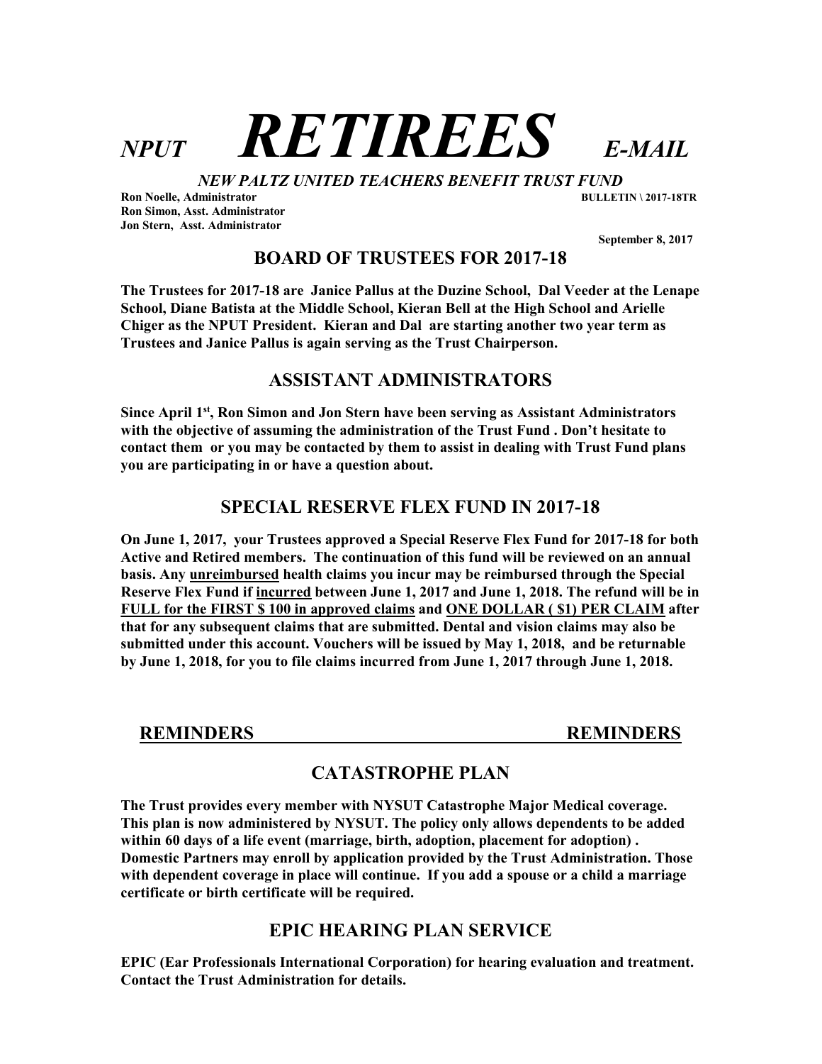# *NPUT* ***RETIREES*** *E-MAIL*

***NEW PALTZ UNITED TEACHERS BENEFIT TRUST FUND***

**Ron Noelle, Administrator** **BULLETIN \ 2017-18TR**
**Ron Simon, Asst. Administrator**
**Jon Stern, Asst. Administrator**

**September 8, 2017**

## BOARD OF TRUSTEES FOR 2017-18

**The Trustees for 2017-18 are Janice Pallus at the Duzine School, Dal Veeder at the Lenape School, Diane Batista at the Middle School, Kieran Bell at the High School and Arielle Chiger as the NPUT President. Kieran and Dal are starting another two year term as Trustees and Janice Pallus is again serving as the Trust Chairperson.**

## ASSISTANT ADMINISTRATORS

**Since April 1st, Ron Simon and Jon Stern have been serving as Assistant Administrators with the objective of assuming the administration of the Trust Fund . Don't hesitate to contact them or you may be contacted by them to assist in dealing with Trust Fund plans you are participating in or have a question about.**

## SPECIAL RESERVE FLEX FUND IN 2017-18

**On June 1, 2017, your Trustees approved a Special Reserve Flex Fund for 2017-18 for both Active and Retired members. The continuation of this fund will be reviewed on an annual basis. Any unreimbursed health claims you incur may be reimbursed through the Special Reserve Flex Fund if incurred between June 1, 2017 and June 1, 2018. The refund will be in FULL for the FIRST $ 100 in approved claims and ONE DOLLAR ( $1) PER CLAIM after that for any subsequent claims that are submitted. Dental and vision claims may also be submitted under this account. Vouchers will be issued by May 1, 2018, and be returnable by June 1, 2018, for you to file claims incurred from June 1, 2017 through June 1, 2018.**

**REMINDERS** **REMINDERS**

## CATASTROPHE PLAN

**The Trust provides every member with NYSUT Catastrophe Major Medical coverage. This plan is now administered by NYSUT. The policy only allows dependents to be added within 60 days of a life event (marriage, birth, adoption, placement for adoption) . Domestic Partners may enroll by application provided by the Trust Administration. Those with dependent coverage in place will continue. If you add a spouse or a child a marriage certificate or birth certificate will be required.**

## EPIC HEARING PLAN SERVICE

**EPIC (Ear Professionals International Corporation) for hearing evaluation and treatment. Contact the Trust Administration for details.**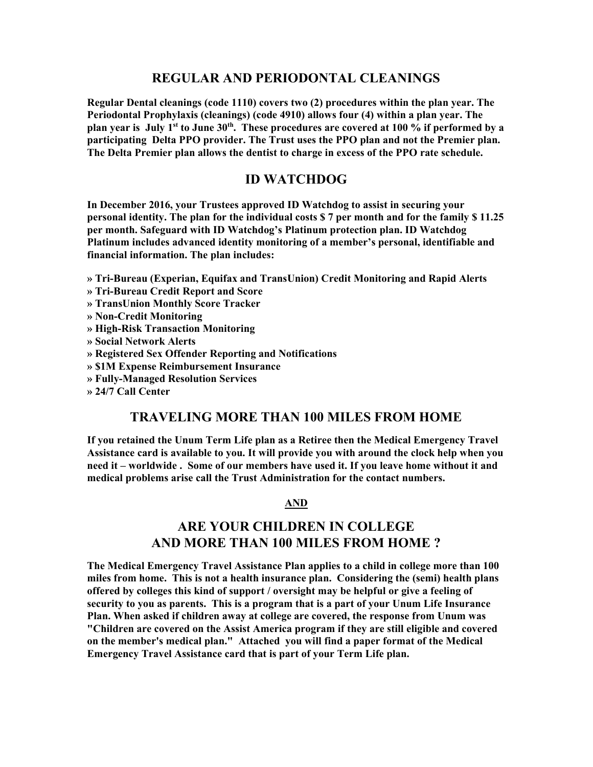## REGULAR AND PERIODONTAL CLEANINGS

**Regular Dental cleanings (code 1110) covers two (2) procedures within the plan year. The Periodontal Prophylaxis (cleanings) (code 4910) allows four (4) within a plan year. The plan year is July 1st to June 30th. These procedures are covered at 100 % if performed by a participating Delta PPO provider. The Trust uses the PPO plan and not the Premier plan. The Delta Premier plan allows the dentist to charge in excess of the PPO rate schedule.**

## ID WATCHDOG

**In December 2016, your Trustees approved ID Watchdog to assist in securing your personal identity. The plan for the individual costs $ 7 per month and for the family $ 11.25 per month. Safeguard with ID Watchdog's Platinum protection plan. ID Watchdog Platinum includes advanced identity monitoring of a member's personal, identifiable and financial information. The plan includes:**

**» Tri-Bureau (Experian, Equifax and TransUnion) Credit Monitoring and Rapid Alerts**
**» Tri-Bureau Credit Report and Score**
**» TransUnion Monthly Score Tracker**
**» Non-Credit Monitoring**
**» High-Risk Transaction Monitoring**
**» Social Network Alerts**
**» Registered Sex Offender Reporting and Notifications**
**» $1M Expense Reimbursement Insurance**
**» Fully-Managed Resolution Services**
**» 24/7 Call Center**

## TRAVELING MORE THAN 100 MILES FROM HOME

**If you retained the Unum Term Life plan as a Retiree then the Medical Emergency Travel Assistance card is available to you. It will provide you with around the clock help when you need it – worldwide . Some of our members have used it. If you leave home without it and medical problems arise call the Trust Administration for the contact numbers.**

**AND**

## ARE YOUR CHILDREN IN COLLEGE AND MORE THAN 100 MILES FROM HOME ?

**The Medical Emergency Travel Assistance Plan applies to a child in college more than 100 miles from home. This is not a health insurance plan. Considering the (semi) health plans offered by colleges this kind of support / oversight may be helpful or give a feeling of security to you as parents. This is a program that is a part of your Unum Life Insurance Plan. When asked if children away at college are covered, the response from Unum was "Children are covered on the Assist America program if they are still eligible and covered on the member's medical plan." Attached you will find a paper format of the Medical Emergency Travel Assistance card that is part of your Term Life plan.**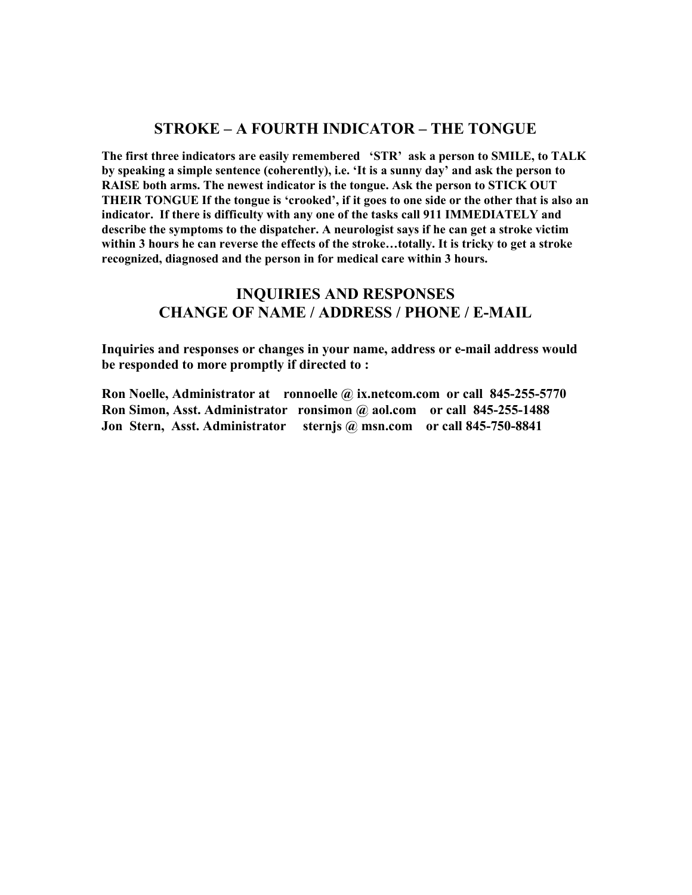## STROKE – A FOURTH INDICATOR – THE TONGUE

**The first three indicators are easily remembered 'STR' ask a person to SMILE, to TALK by speaking a simple sentence (coherently), i.e. 'It is a sunny day' and ask the person to RAISE both arms. The newest indicator is the tongue. Ask the person to STICK OUT THEIR TONGUE If the tongue is 'crooked', if it goes to one side or the other that is also an indicator. If there is difficulty with any one of the tasks call 911 IMMEDIATELY and describe the symptoms to the dispatcher. A neurologist says if he can get a stroke victim within 3 hours he can reverse the effects of the stroke…totally. It is tricky to get a stroke recognized, diagnosed and the person in for medical care within 3 hours.**

## INQUIRIES AND RESPONSES
## CHANGE OF NAME / ADDRESS / PHONE / E-MAIL

**Inquiries and responses or changes in your name, address or e-mail address would be responded to more promptly if directed to :**

**Ron Noelle, Administrator at ronnoelle @ ix.netcom.com or call 845-255-5770**
**Ron Simon, Asst. Administrator ronsimon @ aol.com or call 845-255-1488**
**Jon Stern, Asst. Administrator sternjs @ msn.com or call 845-750-8841**